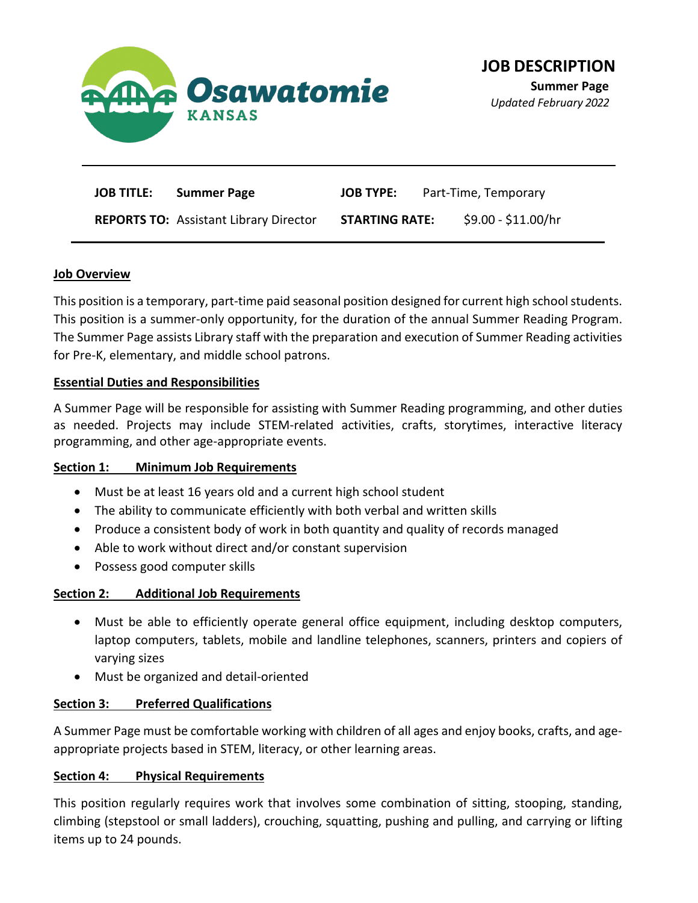Osawatomie KANSAS

# JOB DESCRIPTION

**Summer Page**

*Updated February 2022*

| | | | |
|---|---|---|---|
| **JOB TITLE:** | **Summer Page** | **JOB TYPE:** | Part-Time, Temporary |
| **REPORTS TO:** | Assistant Library Director | **STARTING RATE:** | $9.00 - $11.00/hr |

## Job Overview

This position is a temporary, part-time paid seasonal position designed for current high school students. This position is a summer-only opportunity, for the duration of the annual Summer Reading Program. The Summer Page assists Library staff with the preparation and execution of Summer Reading activities for Pre-K, elementary, and middle school patrons.

## Essential Duties and Responsibilities

A Summer Page will be responsible for assisting with Summer Reading programming, and other duties as needed. Projects may include STEM-related activities, crafts, storytimes, interactive literacy programming, and other age-appropriate events.

### Section 1: Minimum Job Requirements

- Must be at least 16 years old and a current high school student
- The ability to communicate efficiently with both verbal and written skills
- Produce a consistent body of work in both quantity and quality of records managed
- Able to work without direct and/or constant supervision
- Possess good computer skills

### Section 2: Additional Job Requirements

- Must be able to efficiently operate general office equipment, including desktop computers, laptop computers, tablets, mobile and landline telephones, scanners, printers and copiers of varying sizes
- Must be organized and detail-oriented

### Section 3: Preferred Qualifications

A Summer Page must be comfortable working with children of all ages and enjoy books, crafts, and age-appropriate projects based in STEM, literacy, or other learning areas.

### Section 4: Physical Requirements

This position regularly requires work that involves some combination of sitting, stooping, standing, climbing (stepstool or small ladders), crouching, squatting, pushing and pulling, and carrying or lifting items up to 24 pounds.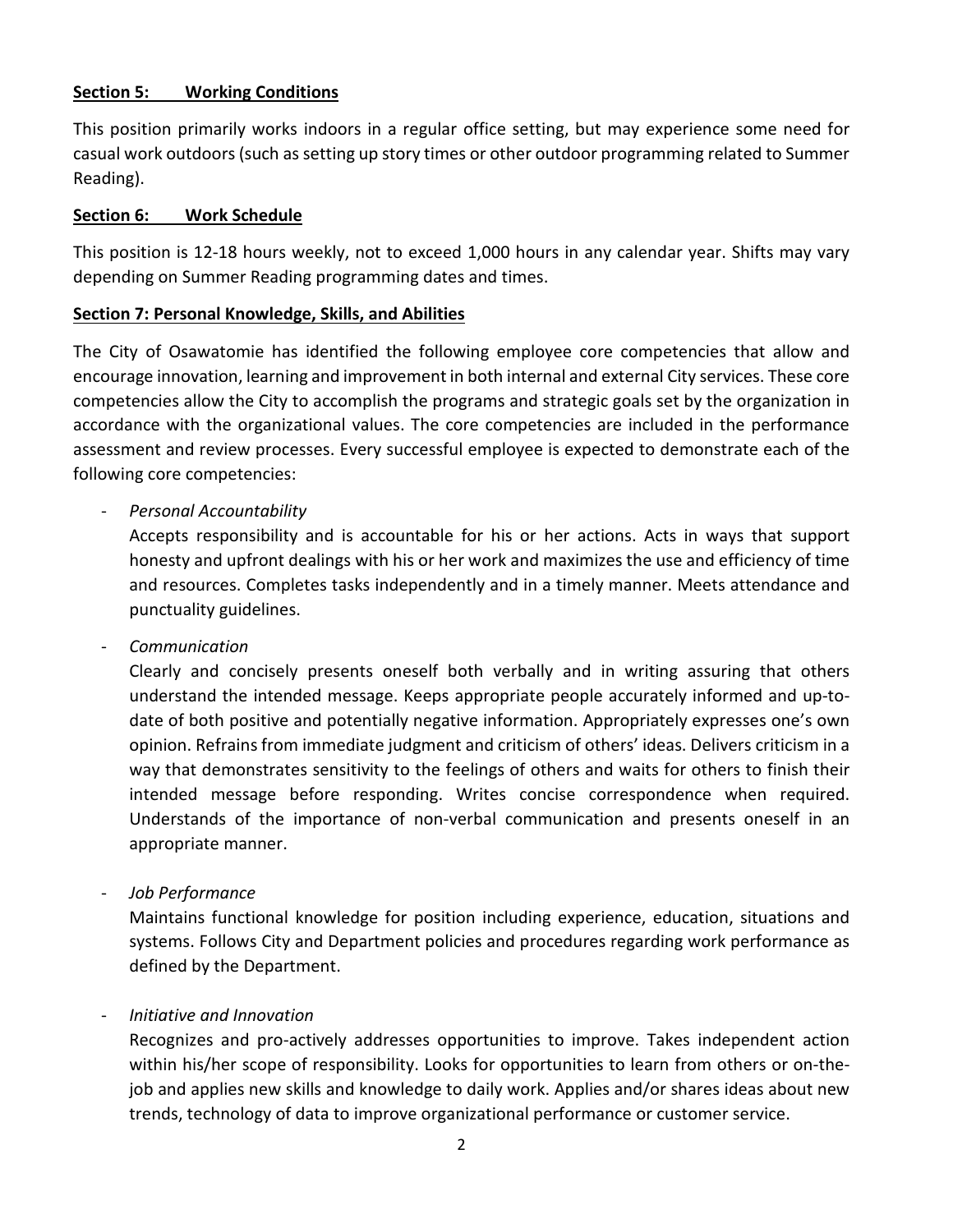## Section 5: Working Conditions

This position primarily works indoors in a regular office setting, but may experience some need for casual work outdoors (such as setting up story times or other outdoor programming related to Summer Reading).

## Section 6: Work Schedule

This position is 12-18 hours weekly, not to exceed 1,000 hours in any calendar year. Shifts may vary depending on Summer Reading programming dates and times.

## Section 7: Personal Knowledge, Skills, and Abilities

The City of Osawatomie has identified the following employee core competencies that allow and encourage innovation, learning and improvement in both internal and external City services. These core competencies allow the City to accomplish the programs and strategic goals set by the organization in accordance with the organizational values. The core competencies are included in the performance assessment and review processes. Every successful employee is expected to demonstrate each of the following core competencies:

- *Personal Accountability*

  Accepts responsibility and is accountable for his or her actions. Acts in ways that support honesty and upfront dealings with his or her work and maximizes the use and efficiency of time and resources. Completes tasks independently and in a timely manner. Meets attendance and punctuality guidelines.

- *Communication*

  Clearly and concisely presents oneself both verbally and in writing assuring that others understand the intended message. Keeps appropriate people accurately informed and up-to-date of both positive and potentially negative information. Appropriately expresses one's own opinion. Refrains from immediate judgment and criticism of others' ideas. Delivers criticism in a way that demonstrates sensitivity to the feelings of others and waits for others to finish their intended message before responding. Writes concise correspondence when required. Understands of the importance of non-verbal communication and presents oneself in an appropriate manner.

- *Job Performance*

  Maintains functional knowledge for position including experience, education, situations and systems. Follows City and Department policies and procedures regarding work performance as defined by the Department.

- *Initiative and Innovation*

  Recognizes and pro-actively addresses opportunities to improve. Takes independent action within his/her scope of responsibility. Looks for opportunities to learn from others or on-the-job and applies new skills and knowledge to daily work. Applies and/or shares ideas about new trends, technology of data to improve organizational performance or customer service.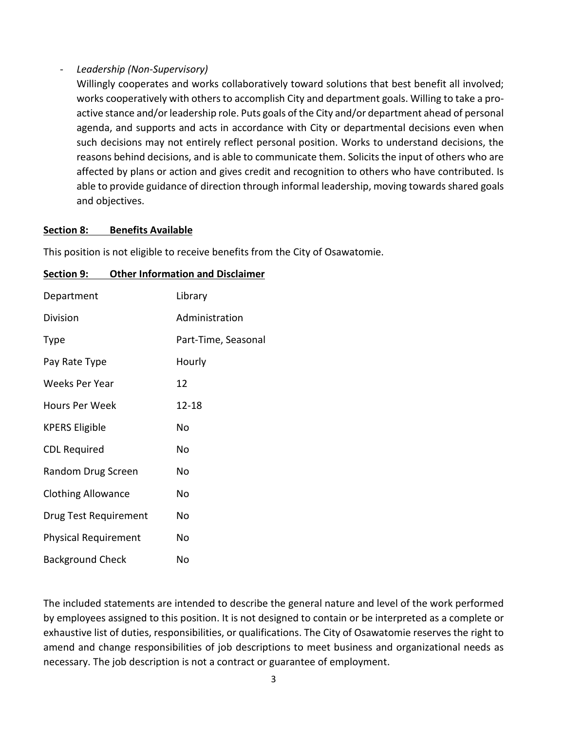- *Leadership (Non-Supervisory)*
  Willingly cooperates and works collaboratively toward solutions that best benefit all involved; works cooperatively with others to accomplish City and department goals. Willing to take a pro-active stance and/or leadership role. Puts goals of the City and/or department ahead of personal agenda, and supports and acts in accordance with City or departmental decisions even when such decisions may not entirely reflect personal position. Works to understand decisions, the reasons behind decisions, and is able to communicate them. Solicits the input of others who are affected by plans or action and gives credit and recognition to others who have contributed. Is able to provide guidance of direction through informal leadership, moving towards shared goals and objectives.

## Section 8: Benefits Available

This position is not eligible to receive benefits from the City of Osawatomie.

## Section 9: Other Information and Disclaimer

| | |
|---|---|
| Department | Library |
| Division | Administration |
| Type | Part-Time, Seasonal |
| Pay Rate Type | Hourly |
| Weeks Per Year | 12 |
| Hours Per Week | 12-18 |
| KPERS Eligible | No |
| CDL Required | No |
| Random Drug Screen | No |
| Clothing Allowance | No |
| Drug Test Requirement | No |
| Physical Requirement | No |
| Background Check | No |

The included statements are intended to describe the general nature and level of the work performed by employees assigned to this position. It is not designed to contain or be interpreted as a complete or exhaustive list of duties, responsibilities, or qualifications. The City of Osawatomie reserves the right to amend and change responsibilities of job descriptions to meet business and organizational needs as necessary. The job description is not a contract or guarantee of employment.